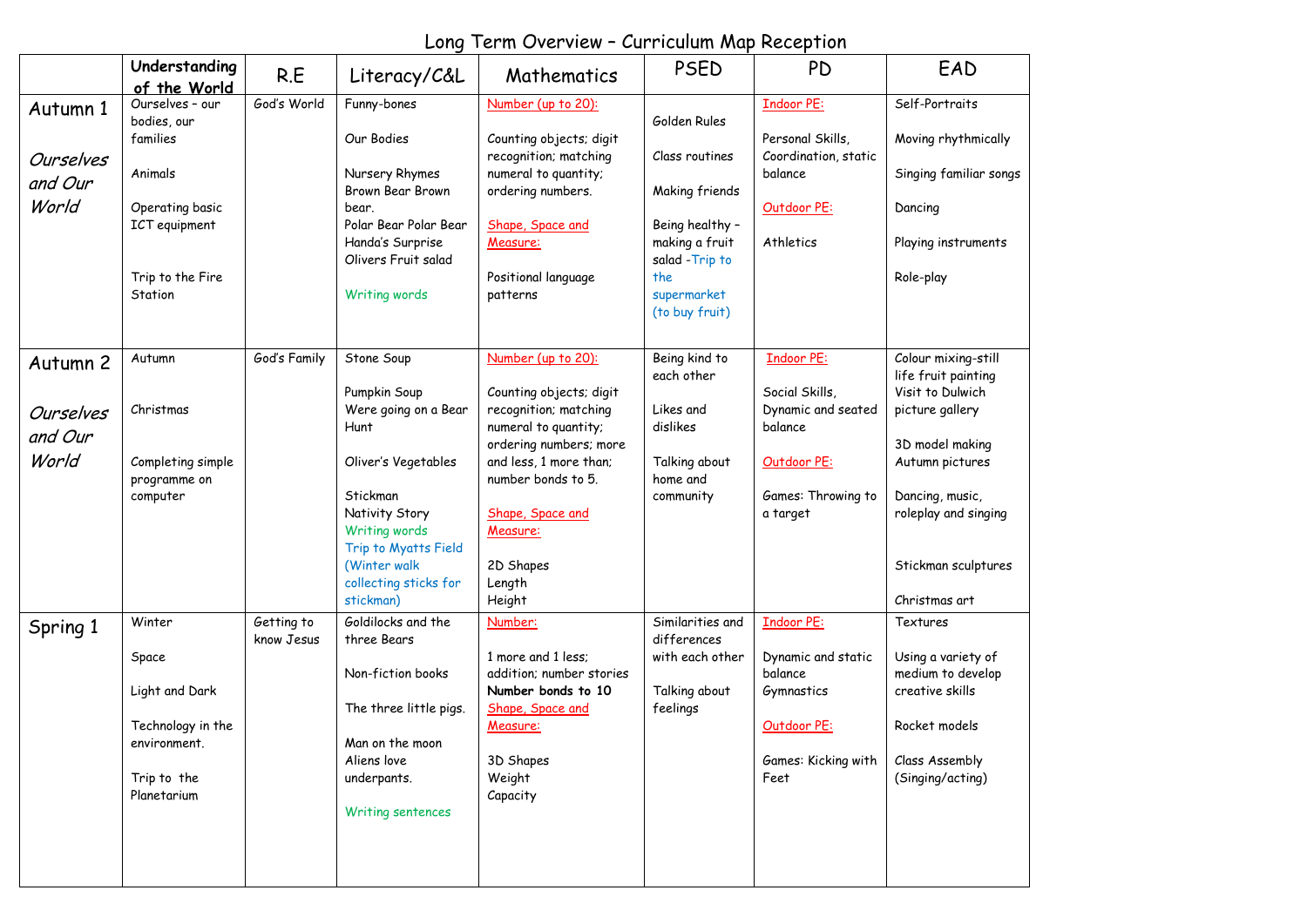# Long Term Overview – Curriculum Map Reception

| | Understanding of the World | R.E | Literacy/C&L | Mathematics | PSED | PD | EAD |
|---|---|---|---|---|---|---|---|
| Autumn 1<br><br>*Ourselves and Our World* | Ourselves – our bodies, our families<br><br>Animals<br><br>Operating basic ICT equipment<br><br>Trip to the Fire Station | God's World | Funny-bones<br><br>Our Bodies<br><br>Nursery Rhymes<br>Brown Bear Brown bear.<br>Polar Bear Polar Bear<br>Handa's Surprise<br>Olivers Fruit salad<br><br>Writing words | Number (up to 20):<br><br>Counting objects; digit recognition; matching numeral to quantity; ordering numbers.<br><br>Shape, Space and Measure:<br><br>Positional language patterns | Golden Rules<br><br>Class routines<br><br>Making friends<br><br>Being healthy – making a fruit salad -Trip to the supermarket (to buy fruit) | Indoor PE:<br><br>Personal Skills, Coordination, static balance<br><br>Outdoor PE:<br><br>Athletics | Self-Portraits<br><br>Moving rhythmically<br><br>Singing familiar songs<br><br>Dancing<br><br>Playing instruments<br><br>Role-play |
| Autumn 2<br><br>*Ourselves and Our World* | Autumn<br><br>Christmas<br><br>Completing simple programme on computer | God's Family | Stone Soup<br><br>Pumpkin Soup<br>Were going on a Bear Hunt<br><br>Oliver's Vegetables<br><br>Stickman<br>Nativity Story<br>Writing words<br>Trip to Myatts Field (Winter walk collecting sticks for stickman) | Number (up to 20):<br><br>Counting objects; digit recognition; matching numeral to quantity; ordering numbers; more and less, 1 more than; number bonds to 5.<br><br>Shape, Space and Measure:<br><br>2D Shapes<br>Length<br>Height | Being kind to each other<br><br>Likes and dislikes<br><br>Talking about home and community | Indoor PE:<br><br>Social Skills, Dynamic and seated balance<br><br>Outdoor PE:<br><br>Games: Throwing to a target | Colour mixing-still life fruit painting<br>Visit to Dulwich picture gallery<br><br>3D model making<br>Autumn pictures<br><br>Dancing, music, roleplay and singing<br><br>Stickman sculptures<br><br>Christmas art |
| Spring 1 | Winter<br><br>Space<br><br>Light and Dark<br><br>Technology in the environment.<br><br>Trip to the Planetarium | Getting to know Jesus | Goldilocks and the three Bears<br><br>Non-fiction books<br><br>The three little pigs.<br><br>Man on the moon<br>Aliens love underpants.<br><br>Writing sentences | Number:<br><br>1 more and 1 less; addition; number stories<br>**Number bonds to 10**<br>Shape, Space and Measure:<br><br>3D Shapes<br>Weight<br>Capacity | Similarities and differences with each other<br><br>Talking about feelings | Indoor PE:<br><br>Dynamic and static balance<br>Gymnastics<br><br>Outdoor PE:<br><br>Games: Kicking with Feet | Textures<br><br>Using a variety of medium to develop creative skills<br><br>Rocket models<br><br>Class Assembly (Singing/acting) |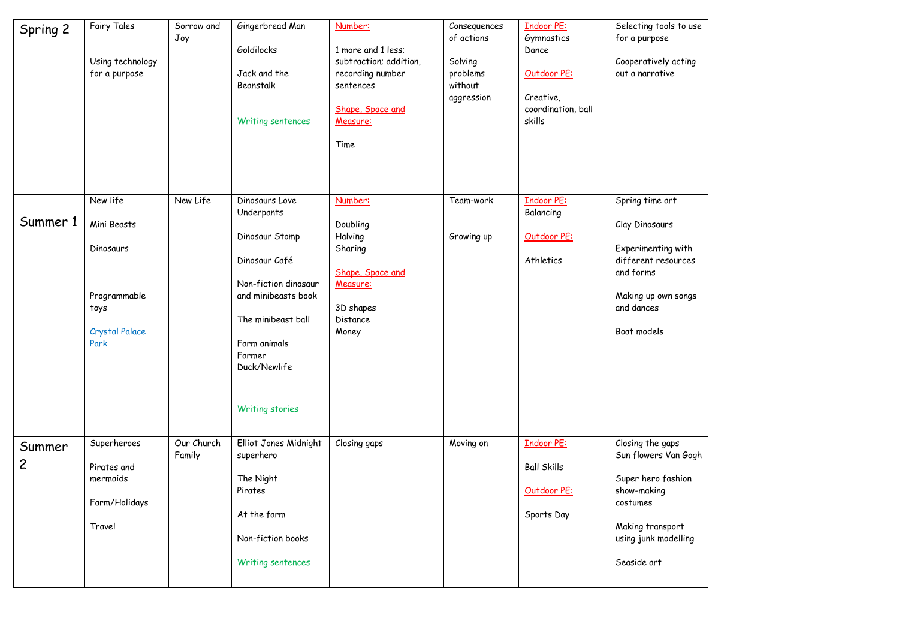| | | | | | | | |
|---|---|---|---|---|---|---|---|
| Spring 2 | Fairy Tales<br><br>Using technology for a purpose | Sorrow and Joy | Gingerbread Man<br><br>Goldilocks<br><br>Jack and the Beanstalk<br><br>Writing sentences | Number:<br><br>1 more and 1 less; subtraction; addition, recording number sentences<br><br>Shape, Space and Measure:<br><br>Time | Consequences of actions<br><br>Solving problems without aggression | Indoor PE:<br>Gymnastics<br>Dance<br><br>Outdoor PE:<br><br>Creative, coordination, ball skills | Selecting tools to use for a purpose<br><br>Cooperatively acting out a narrative |
| Summer 1 | New life<br><br>Mini Beasts<br><br>Dinosaurs<br><br>Programmable toys<br><br>Crystal Palace Park | New Life | Dinosaurs Love Underpants<br><br>Dinosaur Stomp<br><br>Dinosaur Café<br><br>Non-fiction dinosaur and minibeasts book<br><br>The minibeast ball<br><br>Farm animals<br>Farmer<br>Duck/Newlife<br><br>Writing stories | Number:<br><br>Doubling<br>Halving<br>Sharing<br><br>Shape, Space and Measure:<br><br>3D shapes<br>Distance<br>Money | Team-work<br><br>Growing up | Indoor PE:<br>Balancing<br><br>Outdoor PE:<br><br>Athletics | Spring time art<br><br>Clay Dinosaurs<br><br>Experimenting with different resources and forms<br><br>Making up own songs and dances<br><br>Boat models |
| Summer 2 | Superheroes<br><br>Pirates and mermaids<br><br>Farm/Holidays<br><br>Travel | Our Church Family | Elliot Jones Midnight superhero<br><br>The Night Pirates<br><br>At the farm<br><br>Non-fiction books<br><br>Writing sentences | Closing gaps | Moving on | Indoor PE:<br><br>Ball Skills<br><br>Outdoor PE:<br><br>Sports Day | Closing the gaps<br>Sun flowers Van Gogh<br><br>Super hero fashion show-making costumes<br><br>Making transport using junk modelling<br><br>Seaside art |